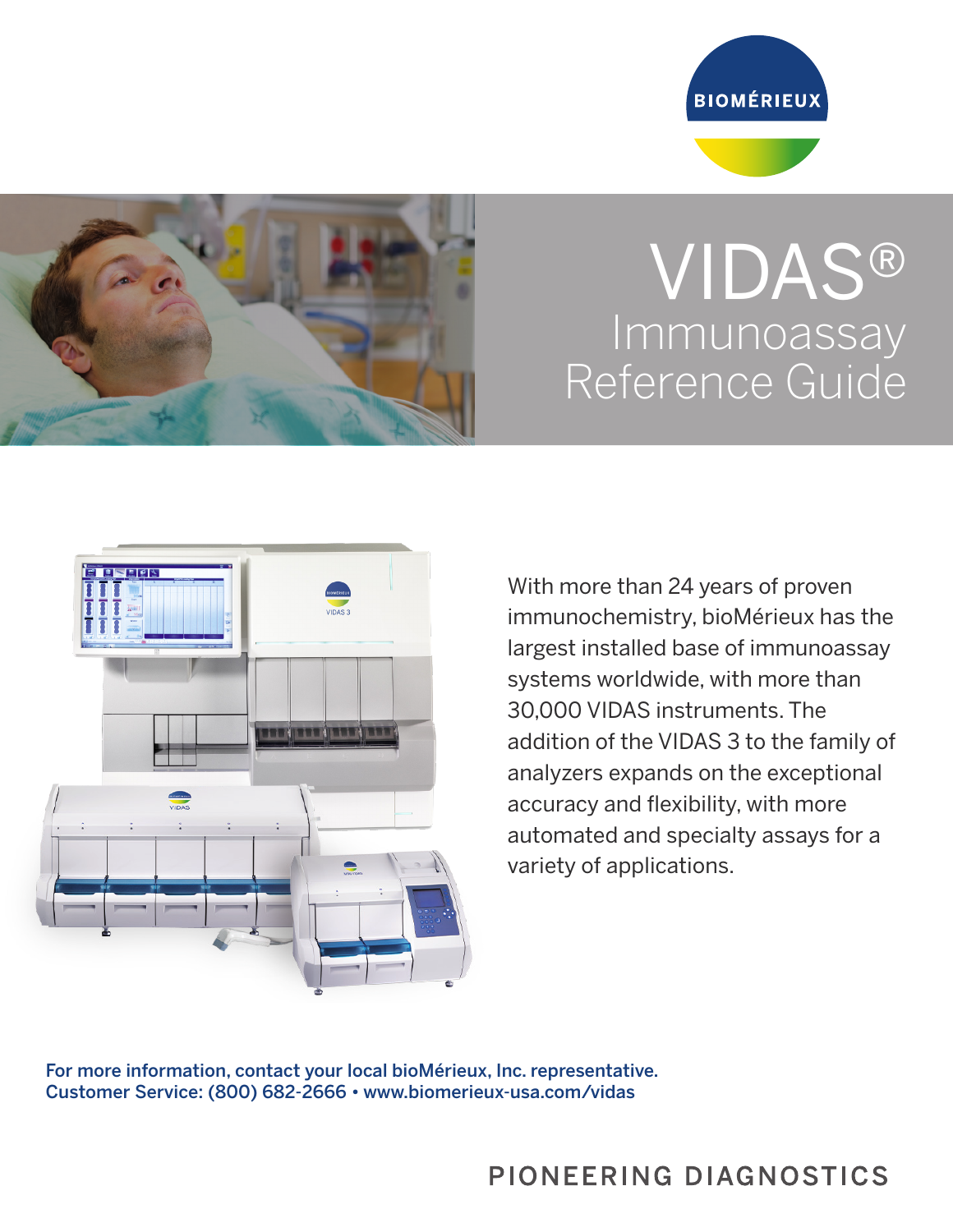BIOMÉRIEUX

# VIDAS®
## Immunoassay Reference Guide

With more than 24 years of proven immunochemistry, bioMérieux has the largest installed base of immunoassay systems worldwide, with more than 30,000 VIDAS instruments. The addition of the VIDAS 3 to the family of analyzers expands on the exceptional accuracy and flexibility, with more automated and specialty assays for a variety of applications.

**For more information, contact your local bioMérieux, Inc. representative.**
**Customer Service: (800) 682-2666 • www.biomerieux-usa.com/vidas**

PIONEERING DIAGNOSTICS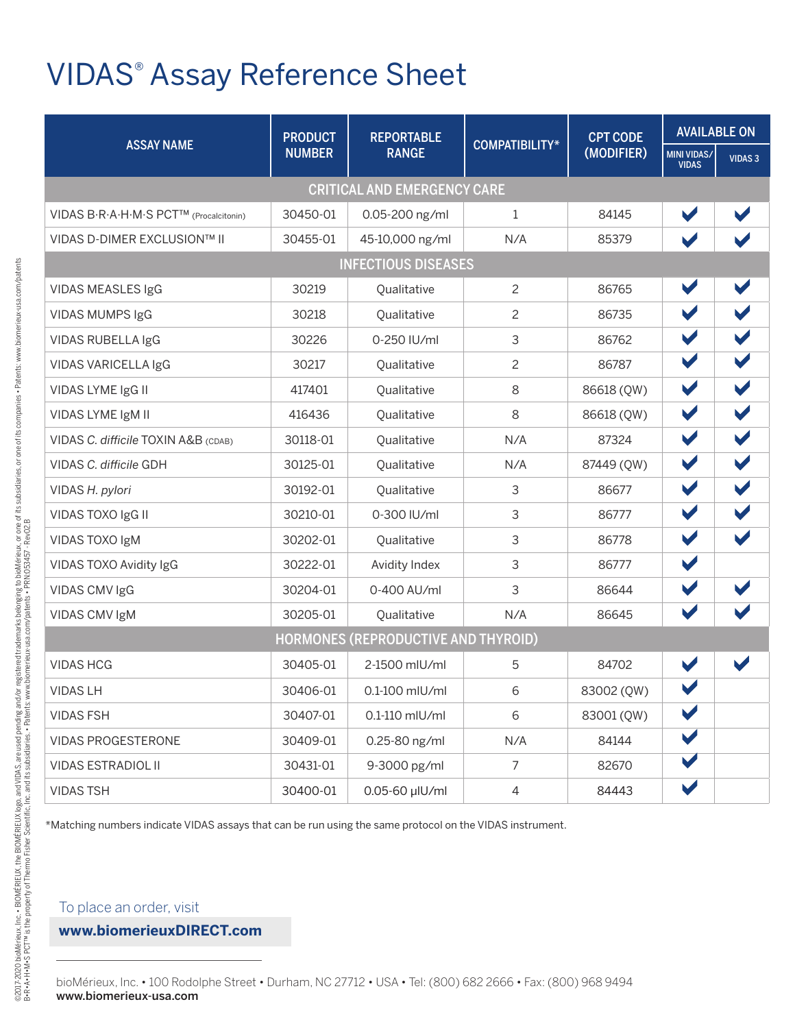# VIDAS® Assay Reference Sheet

| ASSAY NAME | PRODUCT NUMBER | REPORTABLE RANGE | COMPATIBILITY* | CPT CODE (MODIFIER) | AVAILABLE ON | |
|---|---|---|---|---|---|---|
| | | | | | MINI VIDAS/ VIDAS | VIDAS 3 |
| **CRITICAL AND EMERGENCY CARE** | | | | | | |
| VIDAS B·R·A·H·M·S PCT™ (Procalcitonin) | 30450-01 | 0.05-200 ng/ml | 1 | 84145 | ✔ | ✔ |
| VIDAS D-DIMER EXCLUSION™ II | 30455-01 | 45-10,000 ng/ml | N/A | 85379 | ✔ | ✔ |
| **INFECTIOUS DISEASES** | | | | | | |
| VIDAS MEASLES IgG | 30219 | Qualitative | 2 | 86765 | ✔ | ✔ |
| VIDAS MUMPS IgG | 30218 | Qualitative | 2 | 86735 | ✔ | ✔ |
| VIDAS RUBELLA IgG | 30226 | 0-250 IU/ml | 3 | 86762 | ✔ | ✔ |
| VIDAS VARICELLA IgG | 30217 | Qualitative | 2 | 86787 | ✔ | ✔ |
| VIDAS LYME IgG II | 417401 | Qualitative | 8 | 86618 (QW) | ✔ | ✔ |
| VIDAS LYME IgM II | 416436 | Qualitative | 8 | 86618 (QW) | ✔ | ✔ |
| VIDAS *C. difficile* TOXIN A&B (CDAB) | 30118-01 | Qualitative | N/A | 87324 | ✔ | ✔ |
| VIDAS *C. difficile* GDH | 30125-01 | Qualitative | N/A | 87449 (QW) | ✔ | ✔ |
| VIDAS *H. pylori* | 30192-01 | Qualitative | 3 | 86677 | ✔ | ✔ |
| VIDAS TOXO IgG II | 30210-01 | 0-300 IU/ml | 3 | 86777 | ✔ | ✔ |
| VIDAS TOXO IgM | 30202-01 | Qualitative | 3 | 86778 | ✔ | ✔ |
| VIDAS TOXO Avidity IgG | 30222-01 | Avidity Index | 3 | 86777 | ✔ | |
| VIDAS CMV IgG | 30204-01 | 0-400 AU/ml | 3 | 86644 | ✔ | ✔ |
| VIDAS CMV IgM | 30205-01 | Qualitative | N/A | 86645 | ✔ | ✔ |
| **HORMONES (REPRODUCTIVE AND THYROID)** | | | | | | |
| VIDAS HCG | 30405-01 | 2-1500 mIU/ml | 5 | 84702 | ✔ | ✔ |
| VIDAS LH | 30406-01 | 0.1-100 mIU/ml | 6 | 83002 (QW) | ✔ | |
| VIDAS FSH | 30407-01 | 0.1-110 mIU/ml | 6 | 83001 (QW) | ✔ | |
| VIDAS PROGESTERONE | 30409-01 | 0.25-80 ng/ml | N/A | 84144 | ✔ | |
| VIDAS ESTRADIOL II | 30431-01 | 9-3000 pg/ml | 7 | 82670 | ✔ | |
| VIDAS TSH | 30400-01 | 0.05-60 µIU/ml | 4 | 84443 | ✔ | |

*Matching numbers indicate VIDAS assays that can be run using the same protocol on the VIDAS instrument.

To place an order, visit
**www.biomerieuxDIRECT.com**

bioMérieux, Inc. • 100 Rodolphe Street • Durham, NC 27712 • USA • Tel: (800) 682 2666 • Fax: (800) 968 9494
**www.biomerieux-usa.com**

©2017-2020 bioMérieux, Inc. • BIOMÉRIEUX, the BIOMÉRIEUX logo, and VIDAS, are used pending and/or registered trademarks belonging to bioMérieux, or one of its subsidiaries, or one of its companies • Patents: www.biomerieux-usa.com/patents
B·R·A·H·M·S PCT™ is the property of Thermo Fisher Scientific, Inc. and its subsidiaries. • Patents: www.biomerieux-usa.com/patents • PRN 053457 - Rev02.B